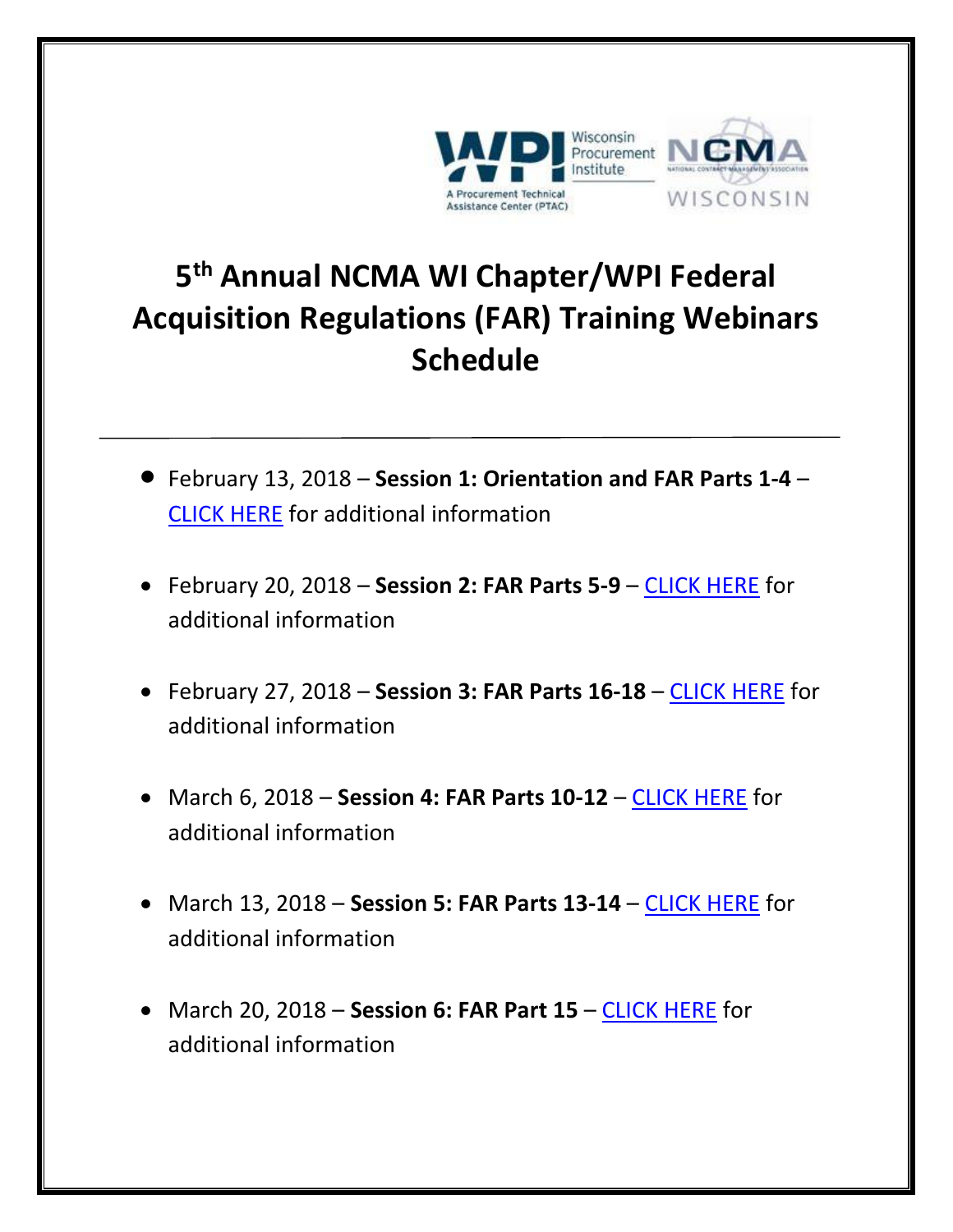# 5th Annual NCMA WI Chapter/WPI Federal Acquisition Regulations (FAR) Training Webinars Schedule

---

- February 13, 2018 – **Session 1: Orientation and FAR Parts 1-4** – CLICK HERE for additional information
- February 20, 2018 – **Session 2: FAR Parts 5-9** – CLICK HERE for additional information
- February 27, 2018 – **Session 3: FAR Parts 16-18** – CLICK HERE for additional information
- March 6, 2018 – **Session 4: FAR Parts 10-12** – CLICK HERE for additional information
- March 13, 2018 – **Session 5: FAR Parts 13-14** – CLICK HERE for additional information
- March 20, 2018 – **Session 6: FAR Part 15** – CLICK HERE for additional information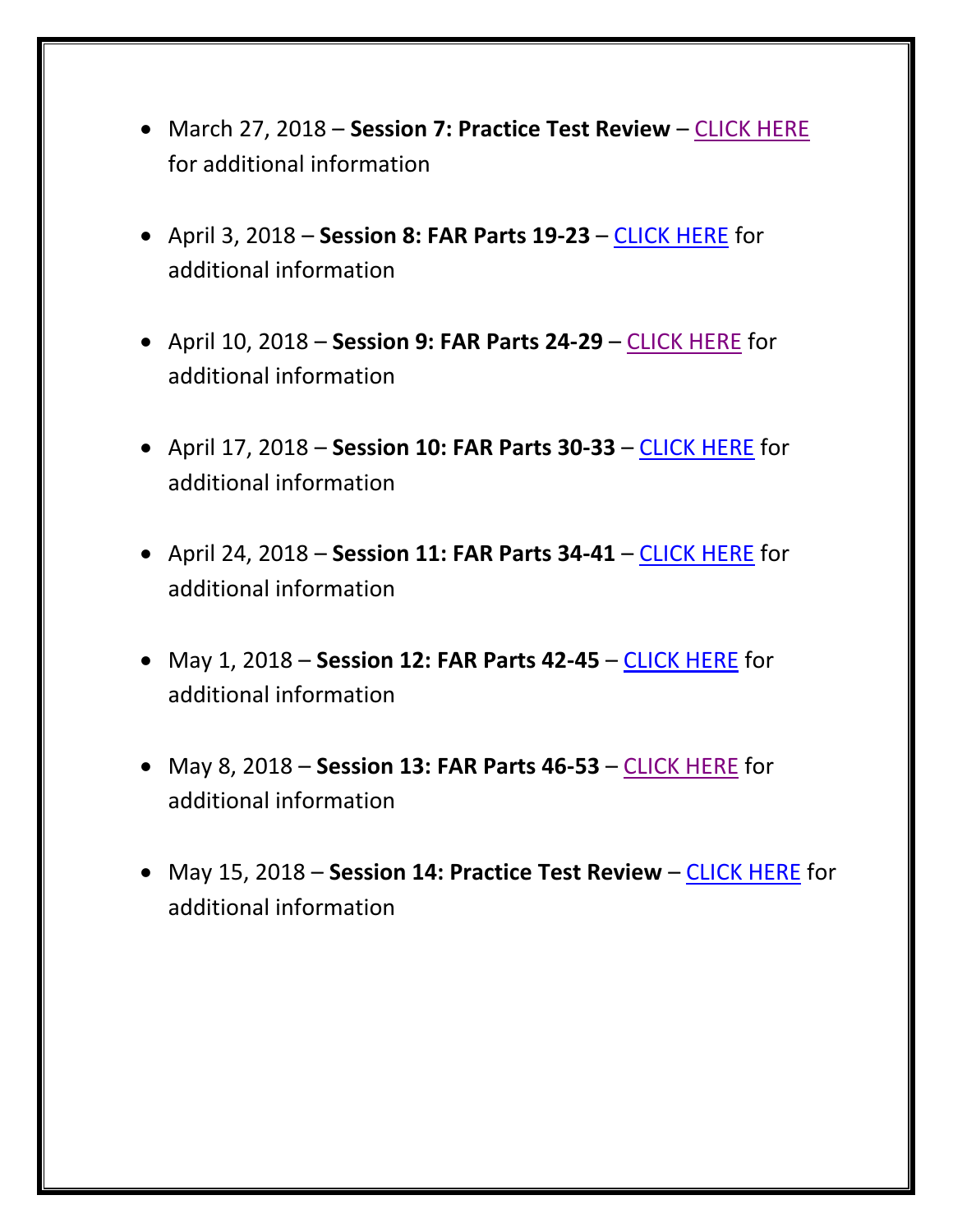- March 27, 2018 – **Session 7: Practice Test Review** – CLICK HERE for additional information

- April 3, 2018 – **Session 8: FAR Parts 19-23** – CLICK HERE for additional information

- April 10, 2018 – **Session 9: FAR Parts 24-29** – CLICK HERE for additional information

- April 17, 2018 – **Session 10: FAR Parts 30-33** – CLICK HERE for additional information

- April 24, 2018 – **Session 11: FAR Parts 34-41** – CLICK HERE for additional information

- May 1, 2018 – **Session 12: FAR Parts 42-45** – CLICK HERE for additional information

- May 8, 2018 – **Session 13: FAR Parts 46-53** – CLICK HERE for additional information

- May 15, 2018 – **Session 14: Practice Test Review** – CLICK HERE for additional information